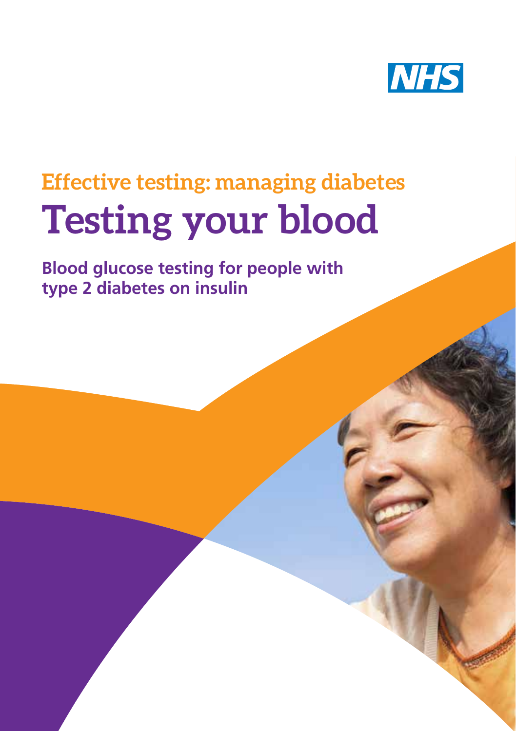NHS

## Effective testing: managing diabetes

# Testing your blood

**Blood glucose testing for people with type 2 diabetes on insulin**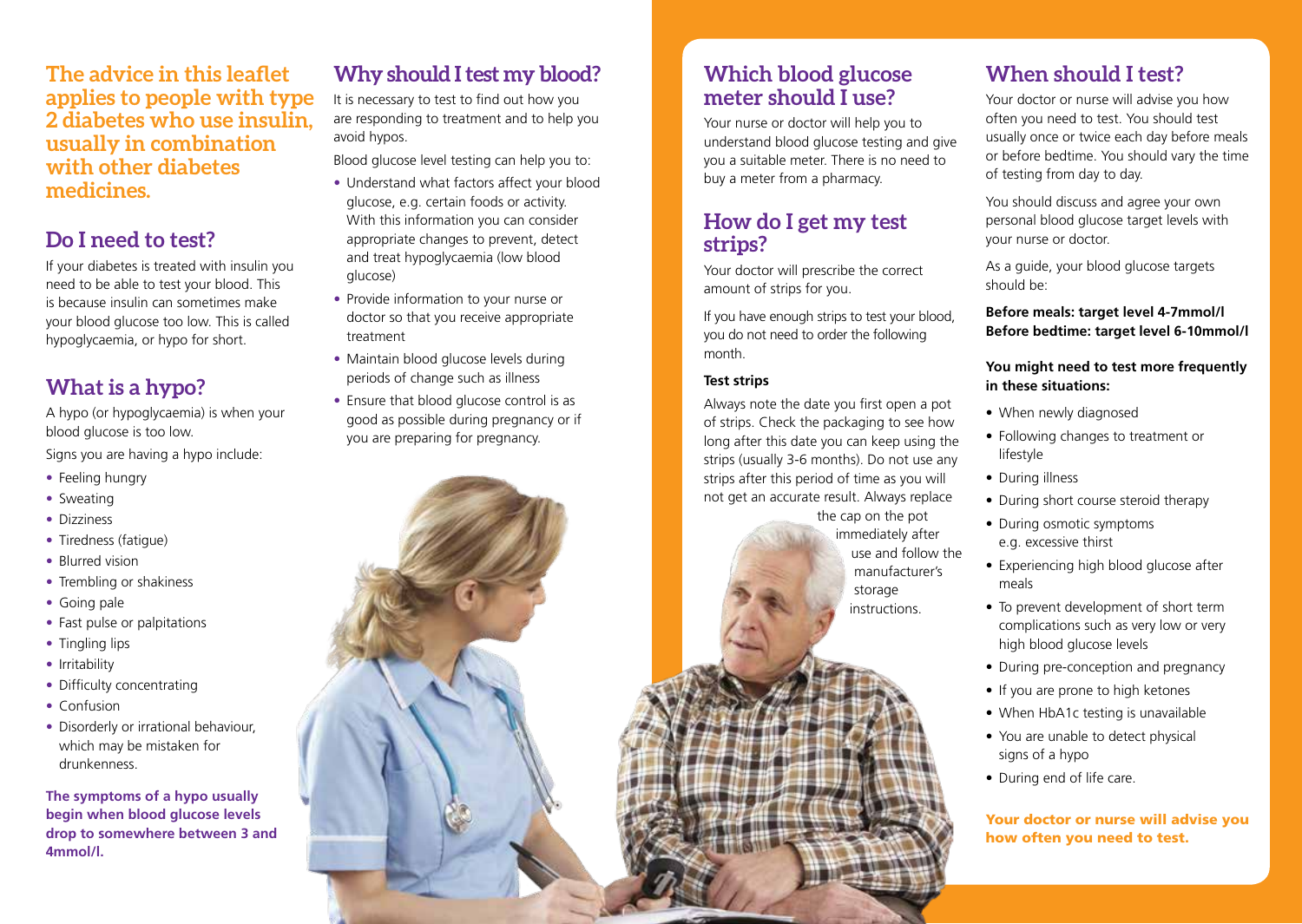**The advice in this leaflet applies to people with type 2 diabetes who use insulin, usually in combination with other diabetes medicines.**

## Do I need to test?

If your diabetes is treated with insulin you need to be able to test your blood. This is because insulin can sometimes make your blood glucose too low. This is called hypoglycaemia, or hypo for short.

## What is a hypo?

A hypo (or hypoglycaemia) is when your blood glucose is too low.

Signs you are having a hypo include:

- Feeling hungry
- Sweating
- Dizziness
- Tiredness (fatigue)
- Blurred vision
- Trembling or shakiness
- Going pale
- Fast pulse or palpitations
- Tingling lips
- Irritability
- Difficulty concentrating
- Confusion
- Disorderly or irrational behaviour, which may be mistaken for drunkenness.

**The symptoms of a hypo usually begin when blood glucose levels drop to somewhere between 3 and 4mmol/l.**

## Why should I test my blood?

It is necessary to test to find out how you are responding to treatment and to help you avoid hypos.

Blood glucose level testing can help you to:

- Understand what factors affect your blood glucose, e.g. certain foods or activity. With this information you can consider appropriate changes to prevent, detect and treat hypoglycaemia (low blood glucose)
- Provide information to your nurse or doctor so that you receive appropriate treatment
- Maintain blood glucose levels during periods of change such as illness
- Ensure that blood glucose control is as good as possible during pregnancy or if you are preparing for pregnancy.

## Which blood glucose meter should I use?

Your nurse or doctor will help you to understand blood glucose testing and give you a suitable meter. There is no need to buy a meter from a pharmacy.

## How do I get my test strips?

Your doctor will prescribe the correct amount of strips for you.

If you have enough strips to test your blood, you do not need to order the following month.

**Test strips**

Always note the date you first open a pot of strips. Check the packaging to see how long after this date you can keep using the strips (usually 3-6 months). Do not use any strips after this period of time as you will not get an accurate result. Always replace the cap on the pot immediately after use and follow the manufacturer's storage instructions.

## When should I test?

Your doctor or nurse will advise you how often you need to test. You should test usually once or twice each day before meals or before bedtime. You should vary the time of testing from day to day.

You should discuss and agree your own personal blood glucose target levels with your nurse or doctor.

As a guide, your blood glucose targets should be:

**Before meals: target level 4-7mmol/l**
**Before bedtime: target level 6-10mmol/l**

**You might need to test more frequently in these situations:**

- When newly diagnosed
- Following changes to treatment or lifestyle
- During illness
- During short course steroid therapy
- During osmotic symptoms e.g. excessive thirst
- Experiencing high blood glucose after meals
- To prevent development of short term complications such as very low or very high blood glucose levels
- During pre-conception and pregnancy
- If you are prone to high ketones
- When HbA1c testing is unavailable
- You are unable to detect physical signs of a hypo
- During end of life care.

**Your doctor or nurse will advise you how often you need to test.**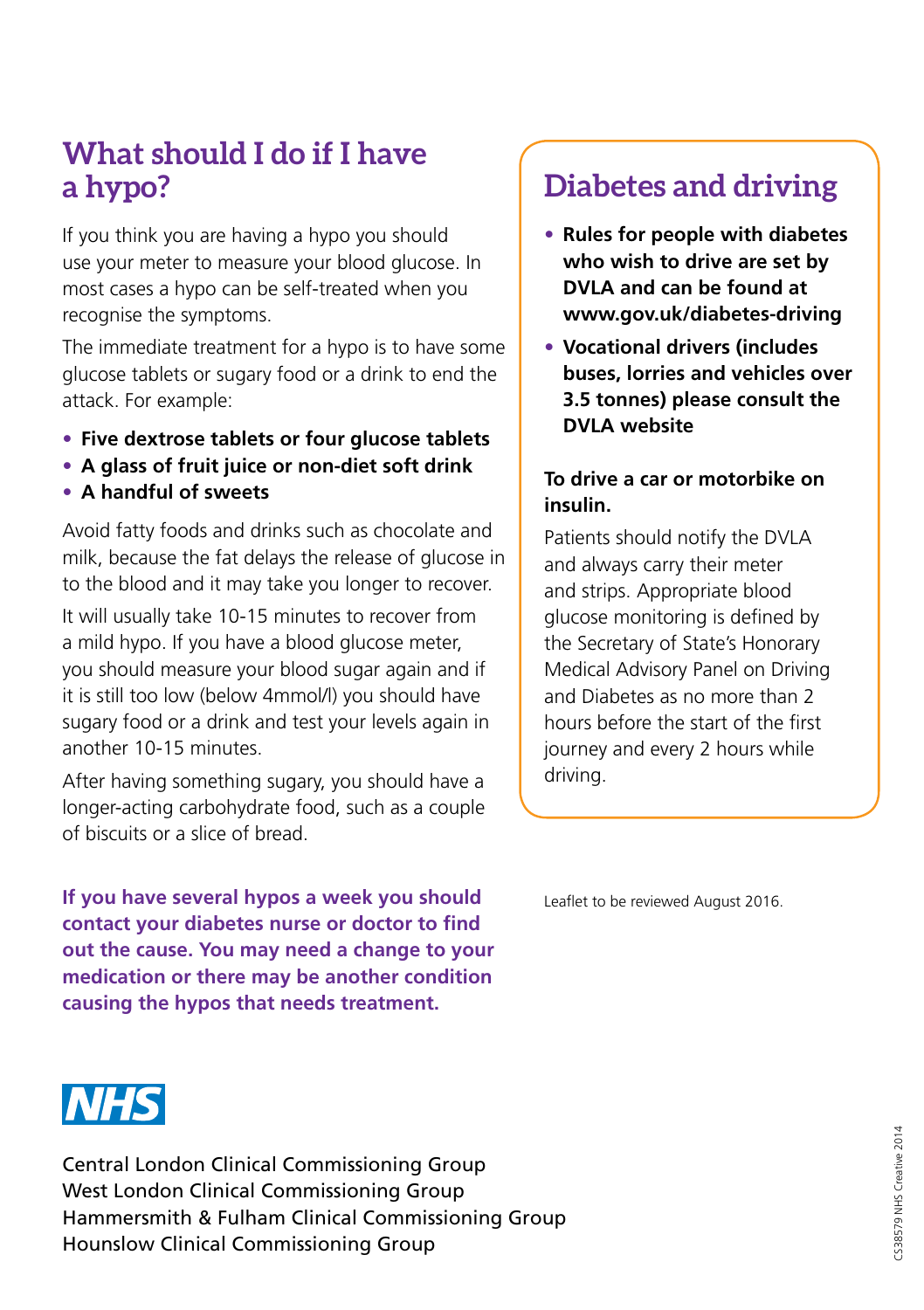## What should I do if I have a hypo?

If you think you are having a hypo you should use your meter to measure your blood glucose. In most cases a hypo can be self-treated when you recognise the symptoms.

The immediate treatment for a hypo is to have some glucose tablets or sugary food or a drink to end the attack. For example:

- **Five dextrose tablets or four glucose tablets**
- **A glass of fruit juice or non-diet soft drink**
- **A handful of sweets**

Avoid fatty foods and drinks such as chocolate and milk, because the fat delays the release of glucose in to the blood and it may take you longer to recover.

It will usually take 10-15 minutes to recover from a mild hypo. If you have a blood glucose meter, you should measure your blood sugar again and if it is still too low (below 4mmol/l) you should have sugary food or a drink and test your levels again in another 10-15 minutes.

After having something sugary, you should have a longer-acting carbohydrate food, such as a couple of biscuits or a slice of bread.

**If you have several hypos a week you should contact your diabetes nurse or doctor to find out the cause. You may need a change to your medication or there may be another condition causing the hypos that needs treatment.**

## Diabetes and driving

- **Rules for people with diabetes who wish to drive are set by DVLA and can be found at www.gov.uk/diabetes-driving**
- **Vocational drivers (includes buses, lorries and vehicles over 3.5 tonnes) please consult the DVLA website**

**To drive a car or motorbike on insulin.**

Patients should notify the DVLA and always carry their meter and strips. Appropriate blood glucose monitoring is defined by the Secretary of State's Honorary Medical Advisory Panel on Driving and Diabetes as no more than 2 hours before the start of the first journey and every 2 hours while driving.

Leaflet to be reviewed August 2016.

NHS

Central London Clinical Commissioning Group
West London Clinical Commissioning Group
Hammersmith & Fulham Clinical Commissioning Group
Hounslow Clinical Commissioning Group

CS38579 NHS Creative 2014